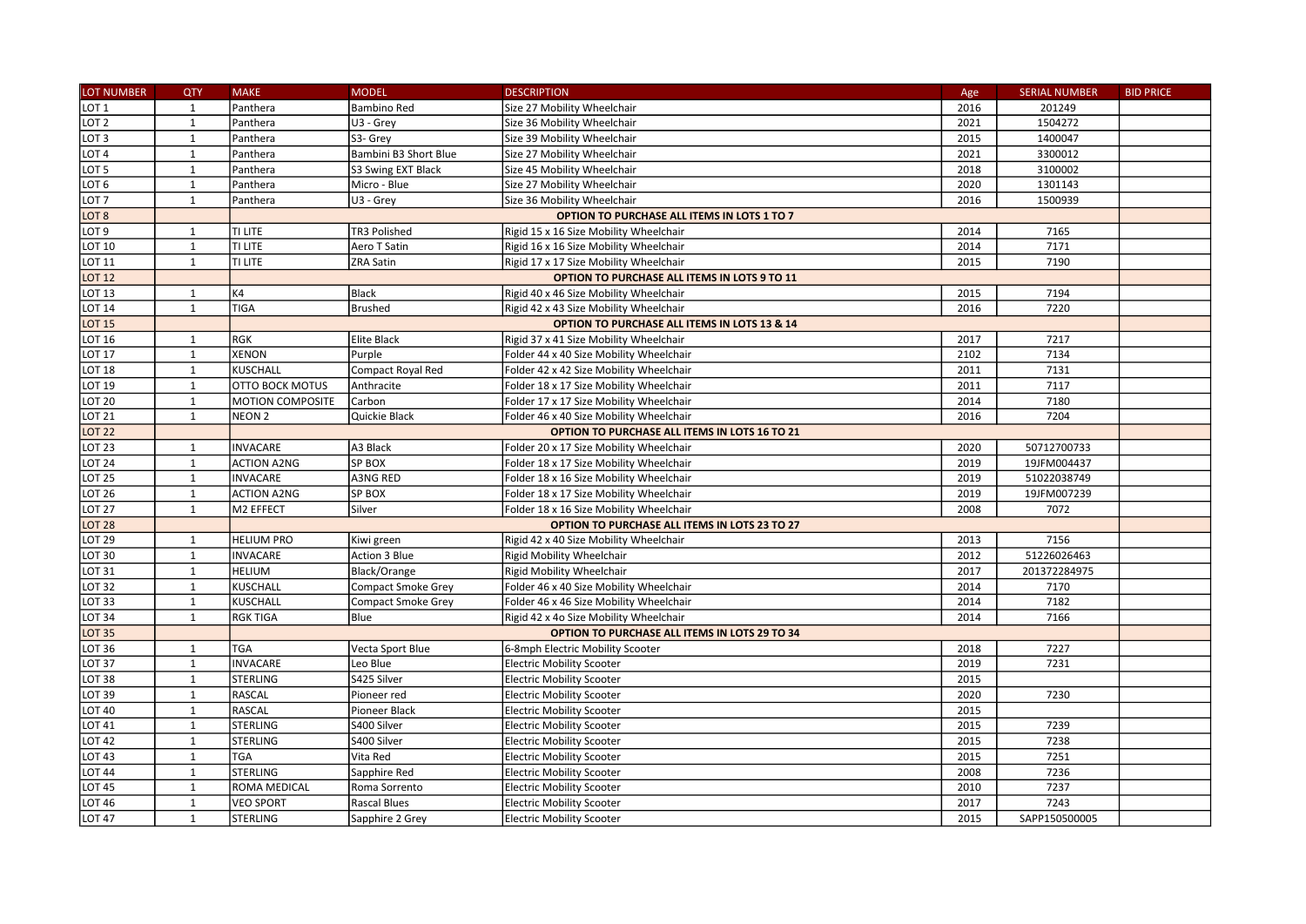| LOT NUMBER | QTY | MAKE | MODEL | DESCRIPTION | Age | SERIAL NUMBER | BID PRICE |
|---|---|---|---|---|---|---|---|
| LOT 1 | 1 | Panthera | Bambino Red | Size 27 Mobility Wheelchair | 2016 | 201249 | |
| LOT 2 | 1 | Panthera | U3 - Grey | Size 36 Mobility Wheelchair | 2021 | 1504272 | |
| LOT 3 | 1 | Panthera | S3- Grey | Size 39 Mobility Wheelchair | 2015 | 1400047 | |
| LOT 4 | 1 | Panthera | Bambini B3 Short Blue | Size 27 Mobility Wheelchair | 2021 | 3300012 | |
| LOT 5 | 1 | Panthera | S3 Swing EXT Black | Size 45 Mobility Wheelchair | 2018 | 3100002 | |
| LOT 6 | 1 | Panthera | Micro - Blue | Size 27 Mobility Wheelchair | 2020 | 1301143 | |
| LOT 7 | 1 | Panthera | U3 - Grey | Size 36 Mobility Wheelchair | 2016 | 1500939 | |
| LOT 8 | | | | **OPTION TO PURCHASE ALL ITEMS IN LOTS 1 TO 7** | | | |
| LOT 9 | 1 | TI LITE | TR3 Polished | Rigid 15 x 16 Size Mobility Wheelchair | 2014 | 7165 | |
| LOT 10 | 1 | TI LITE | Aero T Satin | Rigid 16 x 16 Size Mobility Wheelchair | 2014 | 7171 | |
| LOT 11 | 1 | TI LITE | ZRA Satin | Rigid 17 x 17 Size Mobility Wheelchair | 2015 | 7190 | |
| LOT 12 | | | | **OPTION TO PURCHASE ALL ITEMS IN LOTS 9 TO 11** | | | |
| LOT 13 | 1 | K4 | Black | Rigid 40 x 46 Size Mobility Wheelchair | 2015 | 7194 | |
| LOT 14 | 1 | TIGA | Brushed | Rigid 42 x 43 Size Mobility Wheelchair | 2016 | 7220 | |
| LOT 15 | | | | **OPTION TO PURCHASE ALL ITEMS IN LOTS 13 & 14** | | | |
| LOT 16 | 1 | RGK | Elite Black | Rigid 37 x 41 Size Mobility Wheelchair | 2017 | 7217 | |
| LOT 17 | 1 | XENON | Purple | Folder 44 x 40 Size Mobility Wheelchair | 2102 | 7134 | |
| LOT 18 | 1 | KUSCHALL | Compact Royal Red | Folder 42 x 42 Size Mobility Wheelchair | 2011 | 7131 | |
| LOT 19 | 1 | OTTO BOCK MOTUS | Anthracite | Folder 18 x 17 Size Mobility Wheelchair | 2011 | 7117 | |
| LOT 20 | 1 | MOTION COMPOSITE | Carbon | Folder 17 x 17 Size Mobility Wheelchair | 2014 | 7180 | |
| LOT 21 | 1 | NEON 2 | Quickie Black | Folder 46 x 40 Size Mobility Wheelchair | 2016 | 7204 | |
| LOT 22 | | | | **OPTION TO PURCHASE ALL ITEMS IN LOTS 16 TO 21** | | | |
| LOT 23 | 1 | INVACARE | A3 Black | Folder 20 x 17 Size Mobility Wheelchair | 2020 | 50712700733 | |
| LOT 24 | 1 | ACTION A2NG | SP BOX | Folder 18 x 17 Size Mobility Wheelchair | 2019 | 19JFM004437 | |
| LOT 25 | 1 | INVACARE | A3NG RED | Folder 18 x 16 Size Mobility Wheelchair | 2019 | 51022038749 | |
| LOT 26 | 1 | ACTION A2NG | SP BOX | Folder 18 x 17 Size Mobility Wheelchair | 2019 | 19JFM007239 | |
| LOT 27 | 1 | M2 EFFECT | Silver | Folder 18 x 16 Size Mobility Wheelchair | 2008 | 7072 | |
| LOT 28 | | | | **OPTION TO PURCHASE ALL ITEMS IN LOTS 23 TO 27** | | | |
| LOT 29 | 1 | HELIUM PRO | Kiwi green | Rigid 42 x 40 Size Mobility Wheelchair | 2013 | 7156 | |
| LOT 30 | 1 | INVACARE | Action 3 Blue | Rigid Mobility Wheelchair | 2012 | 51226026463 | |
| LOT 31 | 1 | HELIUM | Black/Orange | Rigid Mobility Wheelchair | 2017 | 201372284975 | |
| LOT 32 | 1 | KUSCHALL | Compact Smoke Grey | Folder 46 x 40 Size Mobility Wheelchair | 2014 | 7170 | |
| LOT 33 | 1 | KUSCHALL | Compact Smoke Grey | Folder 46 x 46 Size Mobility Wheelchair | 2014 | 7182 | |
| LOT 34 | 1 | RGK TIGA | Blue | Rigid 42 x 4o Size Mobility Wheelchair | 2014 | 7166 | |
| LOT 35 | | | | **OPTION TO PURCHASE ALL ITEMS IN LOTS 29 TO 34** | | | |
| LOT 36 | 1 | TGA | Vecta Sport Blue | 6-8mph Electric Mobility Scooter | 2018 | 7227 | |
| LOT 37 | 1 | INVACARE | Leo Blue | Electric Mobility Scooter | 2019 | 7231 | |
| LOT 38 | 1 | STERLING | S425 Silver | Electric Mobility Scooter | 2015 | | |
| LOT 39 | 1 | RASCAL | Pioneer red | Electric Mobility Scooter | 2020 | 7230 | |
| LOT 40 | 1 | RASCAL | Pioneer Black | Electric Mobility Scooter | 2015 | | |
| LOT 41 | 1 | STERLING | S400 Silver | Electric Mobility Scooter | 2015 | 7239 | |
| LOT 42 | 1 | STERLING | S400 Silver | Electric Mobility Scooter | 2015 | 7238 | |
| LOT 43 | 1 | TGA | Vita Red | Electric Mobility Scooter | 2015 | 7251 | |
| LOT 44 | 1 | STERLING | Sapphire Red | Electric Mobility Scooter | 2008 | 7236 | |
| LOT 45 | 1 | ROMA MEDICAL | Roma Sorrento | Electric Mobility Scooter | 2010 | 7237 | |
| LOT 46 | 1 | VEO SPORT | Rascal Blues | Electric Mobility Scooter | 2017 | 7243 | |
| LOT 47 | 1 | STERLING | Sapphire 2 Grey | Electric Mobility Scooter | 2015 | SAPP150500005 | |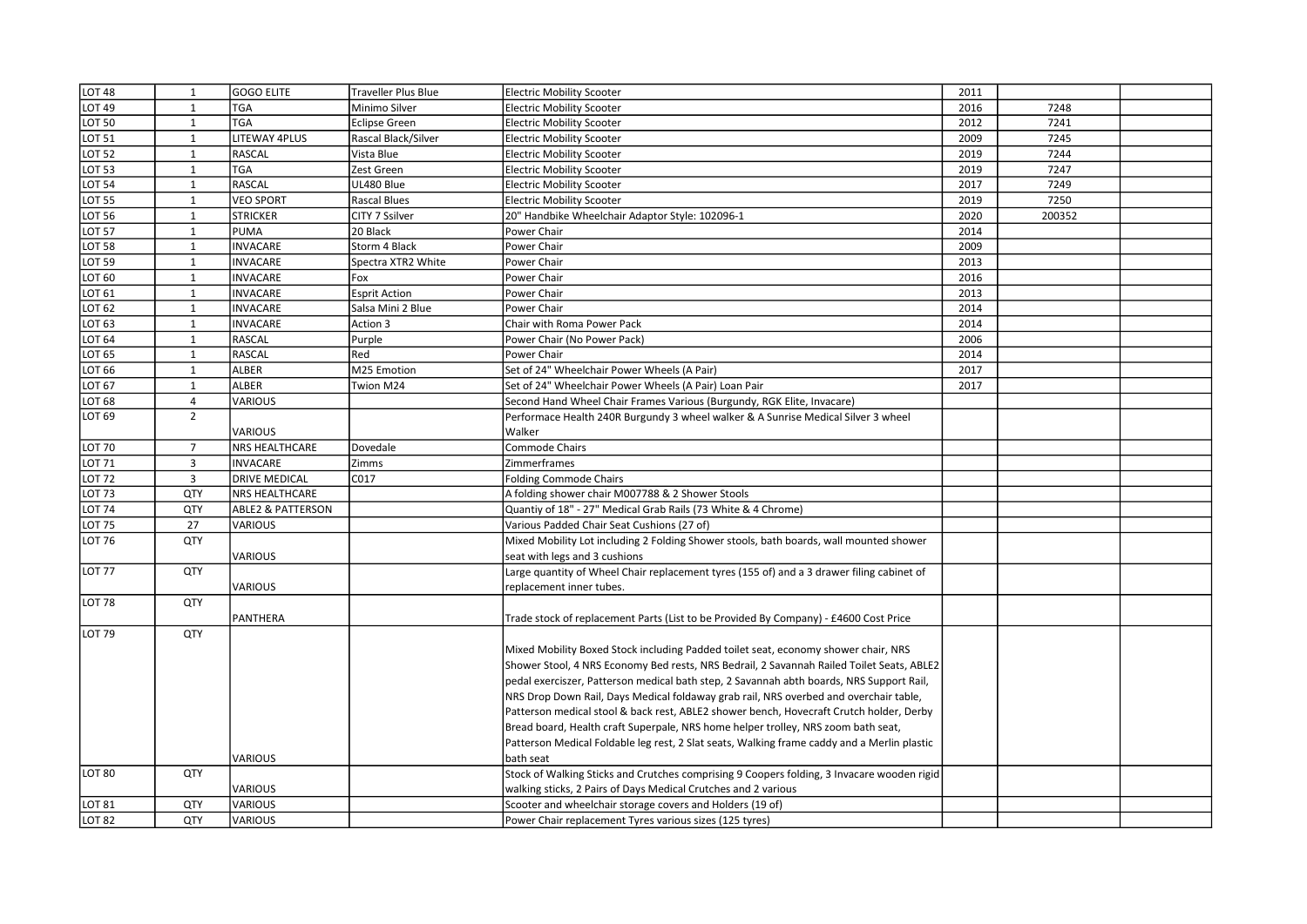| | | | | | | | |
|---|---|---|---|---|---|---|---|
| LOT 48 | 1 | GOGO ELITE | Traveller Plus Blue | Electric Mobility Scooter | 2011 | | |
| LOT 49 | 1 | TGA | Minimo Silver | Electric Mobility Scooter | 2016 | 7248 | |
| LOT 50 | 1 | TGA | Eclipse Green | Electric Mobility Scooter | 2012 | 7241 | |
| LOT 51 | 1 | LITEWAY 4PLUS | Rascal Black/Silver | Electric Mobility Scooter | 2009 | 7245 | |
| LOT 52 | 1 | RASCAL | Vista Blue | Electric Mobility Scooter | 2019 | 7244 | |
| LOT 53 | 1 | TGA | Zest Green | Electric Mobility Scooter | 2019 | 7247 | |
| LOT 54 | 1 | RASCAL | UL480 Blue | Electric Mobility Scooter | 2017 | 7249 | |
| LOT 55 | 1 | VEO SPORT | Rascal Blues | Electric Mobility Scooter | 2019 | 7250 | |
| LOT 56 | 1 | STRICKER | CITY 7 Ssilver | 20" Handbike Wheelchair Adaptor Style: 102096-1 | 2020 | 200352 | |
| LOT 57 | 1 | PUMA | 20 Black | Power Chair | 2014 | | |
| LOT 58 | 1 | INVACARE | Storm 4 Black | Power Chair | 2009 | | |
| LOT 59 | 1 | INVACARE | Spectra XTR2 White | Power Chair | 2013 | | |
| LOT 60 | 1 | INVACARE | Fox | Power Chair | 2016 | | |
| LOT 61 | 1 | INVACARE | Esprit Action | Power Chair | 2013 | | |
| LOT 62 | 1 | INVACARE | Salsa Mini 2 Blue | Power Chair | 2014 | | |
| LOT 63 | 1 | INVACARE | Action 3 | Chair with Roma Power Pack | 2014 | | |
| LOT 64 | 1 | RASCAL | Purple | Power Chair (No Power Pack) | 2006 | | |
| LOT 65 | 1 | RASCAL | Red | Power Chair | 2014 | | |
| LOT 66 | 1 | ALBER | M25 Emotion | Set of 24" Wheelchair Power Wheels (A Pair) | 2017 | | |
| LOT 67 | 1 | ALBER | Twion M24 | Set of 24" Wheelchair Power Wheels (A Pair) Loan Pair | 2017 | | |
| LOT 68 | 4 | VARIOUS | | Second Hand Wheel Chair Frames Various (Burgundy, RGK Elite, Invacare) | | | |
| LOT 69 | 2 | VARIOUS | | Performace Health 240R Burgundy 3 wheel walker & A Sunrise Medical Silver 3 wheel Walker | | | |
| LOT 70 | 7 | NRS HEALTHCARE | Dovedale | Commode Chairs | | | |
| LOT 71 | 3 | INVACARE | Zimms | Zimmerframes | | | |
| LOT 72 | 3 | DRIVE MEDICAL | C017 | Folding Commode Chairs | | | |
| LOT 73 | QTY | NRS HEALTHCARE | | A folding shower chair M007788 & 2 Shower Stools | | | |
| LOT 74 | QTY | ABLE2 & PATTERSON | | Quantiy of 18" - 27" Medical Grab Rails (73 White & 4 Chrome) | | | |
| LOT 75 | 27 | VARIOUS | | Various Padded Chair Seat Cushions (27 of) | | | |
| LOT 76 | QTY | VARIOUS | | Mixed Mobility Lot including 2 Folding Shower stools, bath boards, wall mounted shower seat with legs and 3 cushions | | | |
| LOT 77 | QTY | VARIOUS | | Large quantity of Wheel Chair replacement tyres (155 of) and a 3 drawer filing cabinet of replacement inner tubes. | | | |
| LOT 78 | QTY | PANTHERA | | Trade stock of replacement Parts (List to be Provided By Company) - £4600 Cost Price | | | |
| LOT 79 | QTY | VARIOUS | | Mixed Mobility Boxed Stock including Padded toilet seat, economy shower chair, NRS Shower Stool, 4 NRS Economy Bed rests, NRS Bedrail, 2 Savannah Railed Toilet Seats, ABLE2 pedal exerciszer, Patterson medical bath step, 2 Savannah abth boards, NRS Support Rail, NRS Drop Down Rail, Days Medical foldaway grab rail, NRS overbed and overchair table, Patterson medical stool & back rest, ABLE2 shower bench, Hovecraft Crutch holder, Derby Bread board, Health craft Superpale, NRS home helper trolley, NRS zoom bath seat, Patterson Medical Foldable leg rest, 2 Slat seats, Walking frame caddy and a Merlin plastic bath seat | | | |
| LOT 80 | QTY | VARIOUS | | Stock of Walking Sticks and Crutches comprising 9 Coopers folding, 3 Invacare wooden rigid walking sticks, 2 Pairs of Days Medical Crutches and 2 various | | | |
| LOT 81 | QTY | VARIOUS | | Scooter and wheelchair storage covers and Holders (19 of) | | | |
| LOT 82 | QTY | VARIOUS | | Power Chair replacement Tyres various sizes (125 tyres) | | | |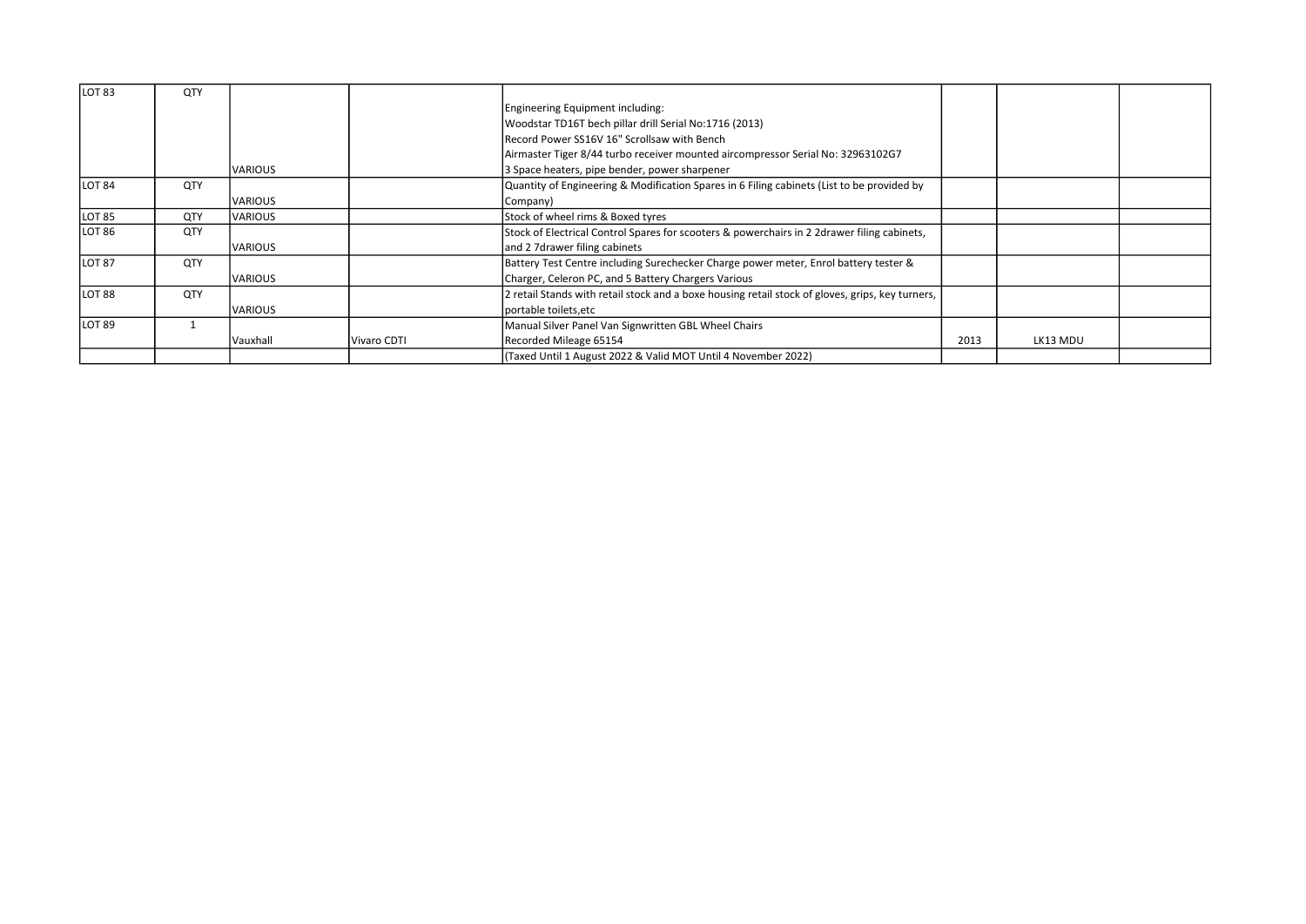| | | | | | | | |
|---|---|---|---|---|---|---|---|
| LOT 83 | QTY | VARIOUS | | Engineering Equipment including:<br>Woodstar TD16T bech pillar drill Serial No:1716 (2013)<br>Record Power SS16V 16" Scrollsaw with Bench<br>Airmaster Tiger 8/44 turbo receiver mounted aircompressor Serial No: 32963102G7<br>3 Space heaters, pipe bender, power sharpener | | | |
| LOT 84 | QTY | VARIOUS | | Quantity of Engineering & Modification Spares in 6 Filing cabinets (List to be provided by Company) | | | |
| LOT 85 | QTY | VARIOUS | | Stock of wheel rims & Boxed tyres | | | |
| LOT 86 | QTY | VARIOUS | | Stock of Electrical Control Spares for scooters & powerchairs in 2 2drawer filing cabinets, and 2 7drawer filing cabinets | | | |
| LOT 87 | QTY | VARIOUS | | Battery Test Centre including Surechecker Charge power meter, Enrol battery tester & Charger, Celeron PC, and 5 Battery Chargers Various | | | |
| LOT 88 | QTY | VARIOUS | | 2 retail Stands with retail stock and a boxe housing retail stock of gloves, grips, key turners, portable toilets,etc | | | |
| LOT 89 | 1 | Vauxhall | Vivaro CDTI | Manual Silver Panel Van Signwritten GBL Wheel Chairs<br>Recorded Mileage 65154 | 2013 | LK13 MDU | |
| | | | | (Taxed Until 1 August 2022 & Valid MOT Until 4 November 2022) | | | |